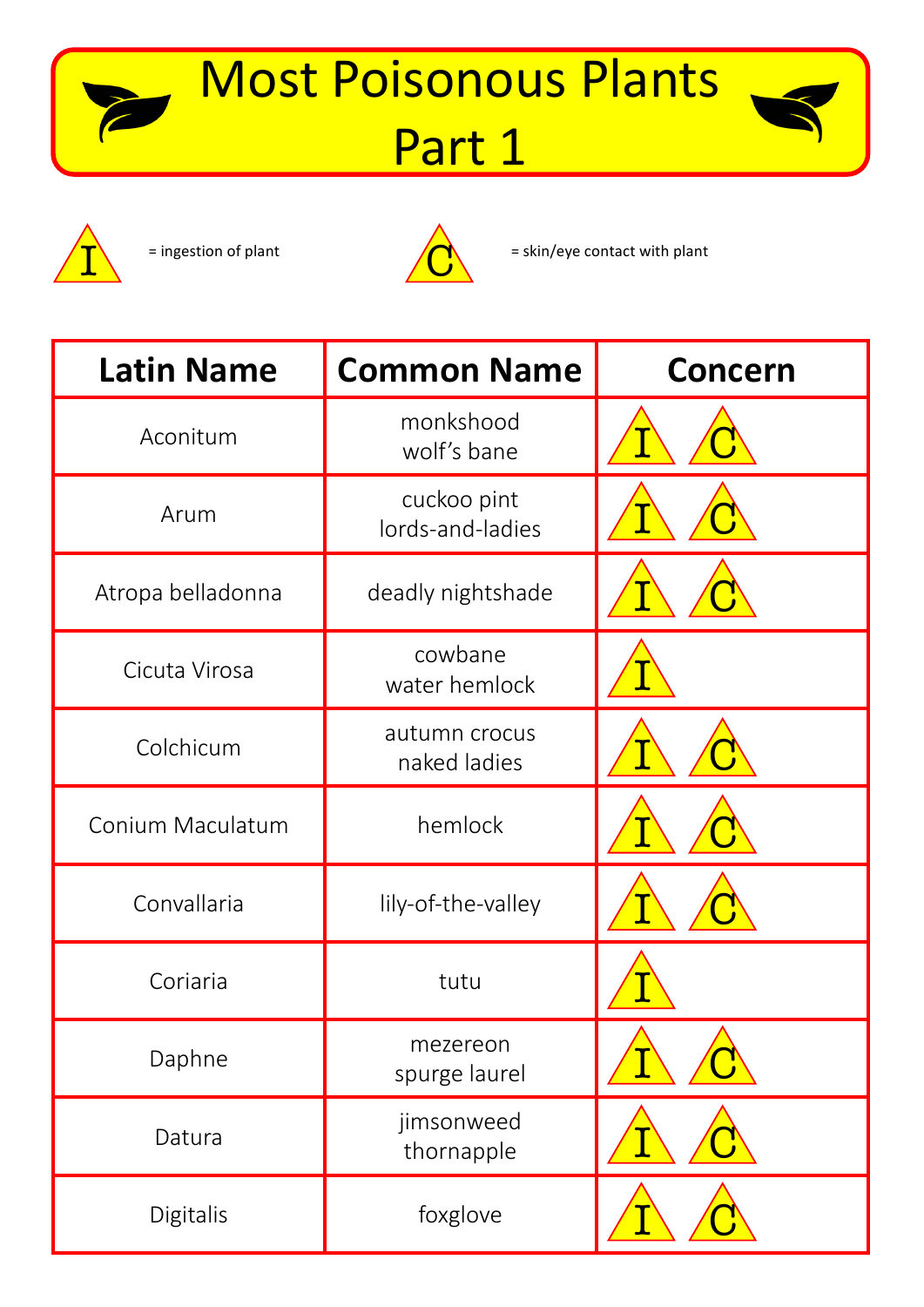# Most Poisonous Plants Part 1

I = ingestion of plant

C = skin/eye contact with plant

| Latin Name | Common Name | Concern |
| --- | --- | --- |
| Aconitum | monkshood<br>wolf's bane | I C |
| Arum | cuckoo pint<br>lords-and-ladies | I C |
| Atropa belladonna | deadly nightshade | I C |
| Cicuta Virosa | cowbane<br>water hemlock | I |
| Colchicum | autumn crocus<br>naked ladies | I C |
| Conium Maculatum | hemlock | I C |
| Convallaria | lily-of-the-valley | I C |
| Coriaria | tutu | I |
| Daphne | mezereon<br>spurge laurel | I C |
| Datura | jimsonweed<br>thornapple | I C |
| Digitalis | foxglove | I C |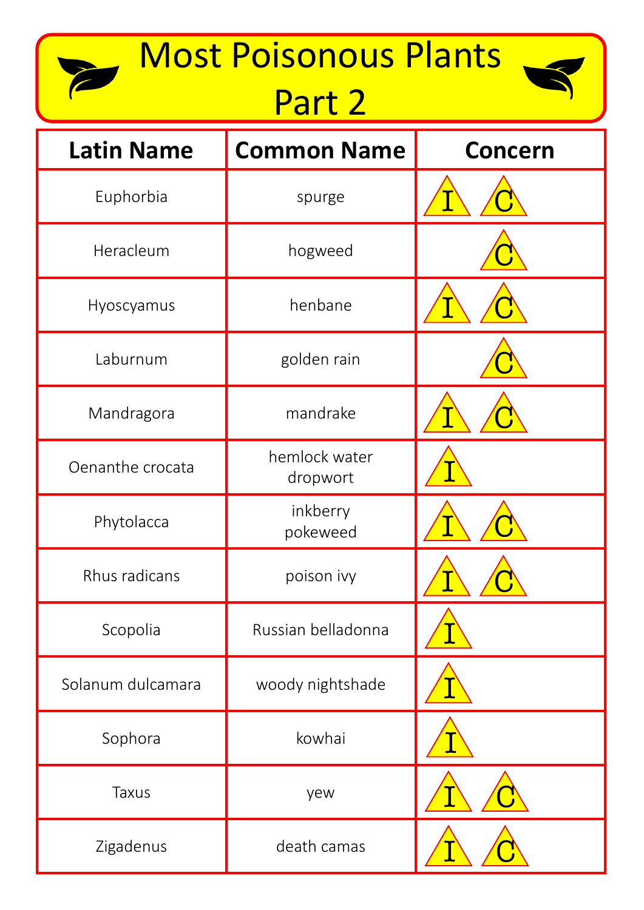# Most Poisonous Plants Part 2

| Latin Name | Common Name | Concern |
| --- | --- | --- |
| Euphorbia | spurge | I C |
| Heracleum | hogweed | C |
| Hyoscyamus | henbane | I C |
| Laburnum | golden rain | C |
| Mandragora | mandrake | I C |
| Oenanthe crocata | hemlock water dropwort | I |
| Phytolacca | inkberry pokeweed | I C |
| Rhus radicans | poison ivy | I C |
| Scopolia | Russian belladonna | I |
| Solanum dulcamara | woody nightshade | I |
| Sophora | kowhai | I |
| Taxus | yew | I C |
| Zigadenus | death camas | I C |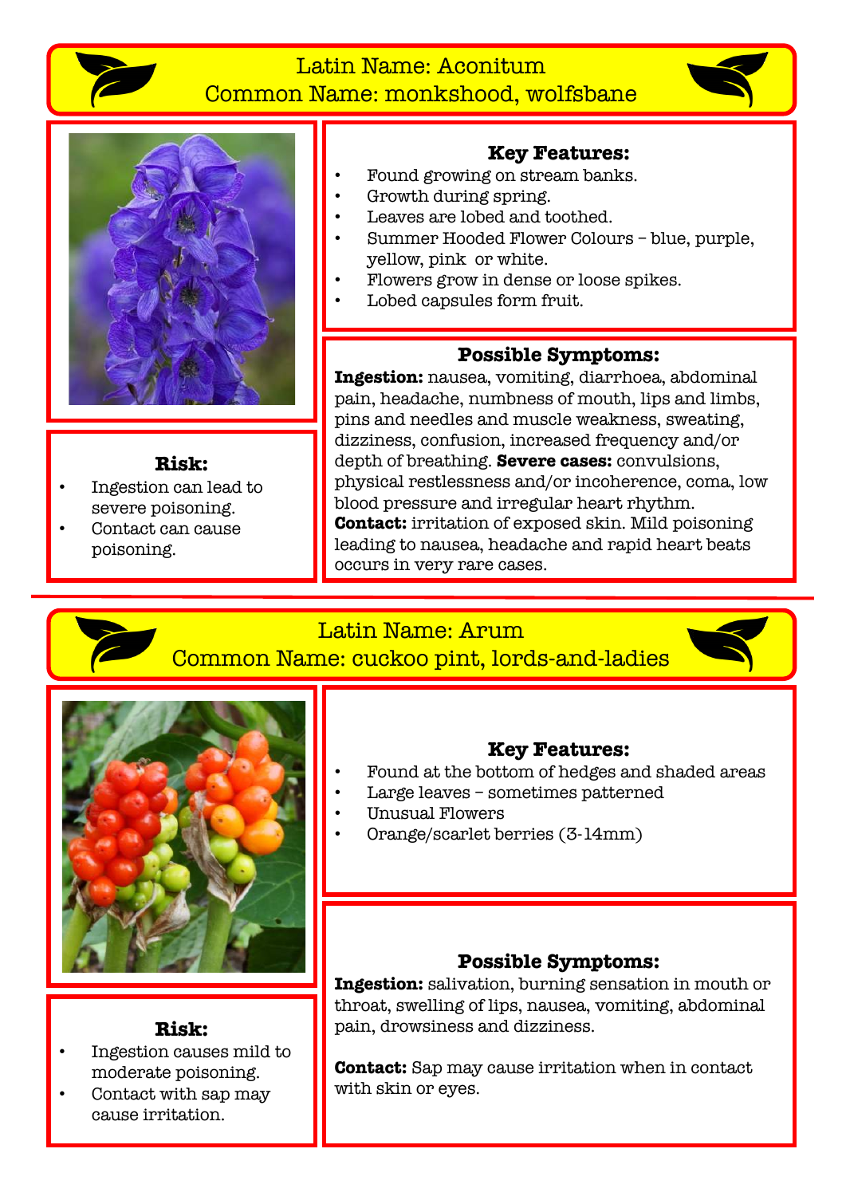## Latin Name: Aconitum
## Common Name: monkshood, wolfsbane

**Key Features:**

- Found growing on stream banks.
- Growth during spring.
- Leaves are lobed and toothed.
- Summer Hooded Flower Colours – blue, purple, yellow, pink or white.
- Flowers grow in dense or loose spikes.
- Lobed capsules form fruit.

**Risk:**

- Ingestion can lead to severe poisoning.
- Contact can cause poisoning.

**Possible Symptoms:**

**Ingestion:** nausea, vomiting, diarrhoea, abdominal pain, headache, numbness of mouth, lips and limbs, pins and needles and muscle weakness, sweating, dizziness, confusion, increased frequency and/or depth of breathing. **Severe cases:** convulsions, physical restlessness and/or incoherence, coma, low blood pressure and irregular heart rhythm.
**Contact:** irritation of exposed skin. Mild poisoning leading to nausea, headache and rapid heart beats occurs in very rare cases.

---

## Latin Name: Arum
## Common Name: cuckoo pint, lords-and-ladies

**Key Features:**

- Found at the bottom of hedges and shaded areas
- Large leaves – sometimes patterned
- Unusual Flowers
- Orange/scarlet berries (3-14mm)

**Risk:**

- Ingestion causes mild to moderate poisoning.
- Contact with sap may cause irritation.

**Possible Symptoms:**

**Ingestion:** salivation, burning sensation in mouth or throat, swelling of lips, nausea, vomiting, abdominal pain, drowsiness and dizziness.

**Contact:** Sap may cause irritation when in contact with skin or eyes.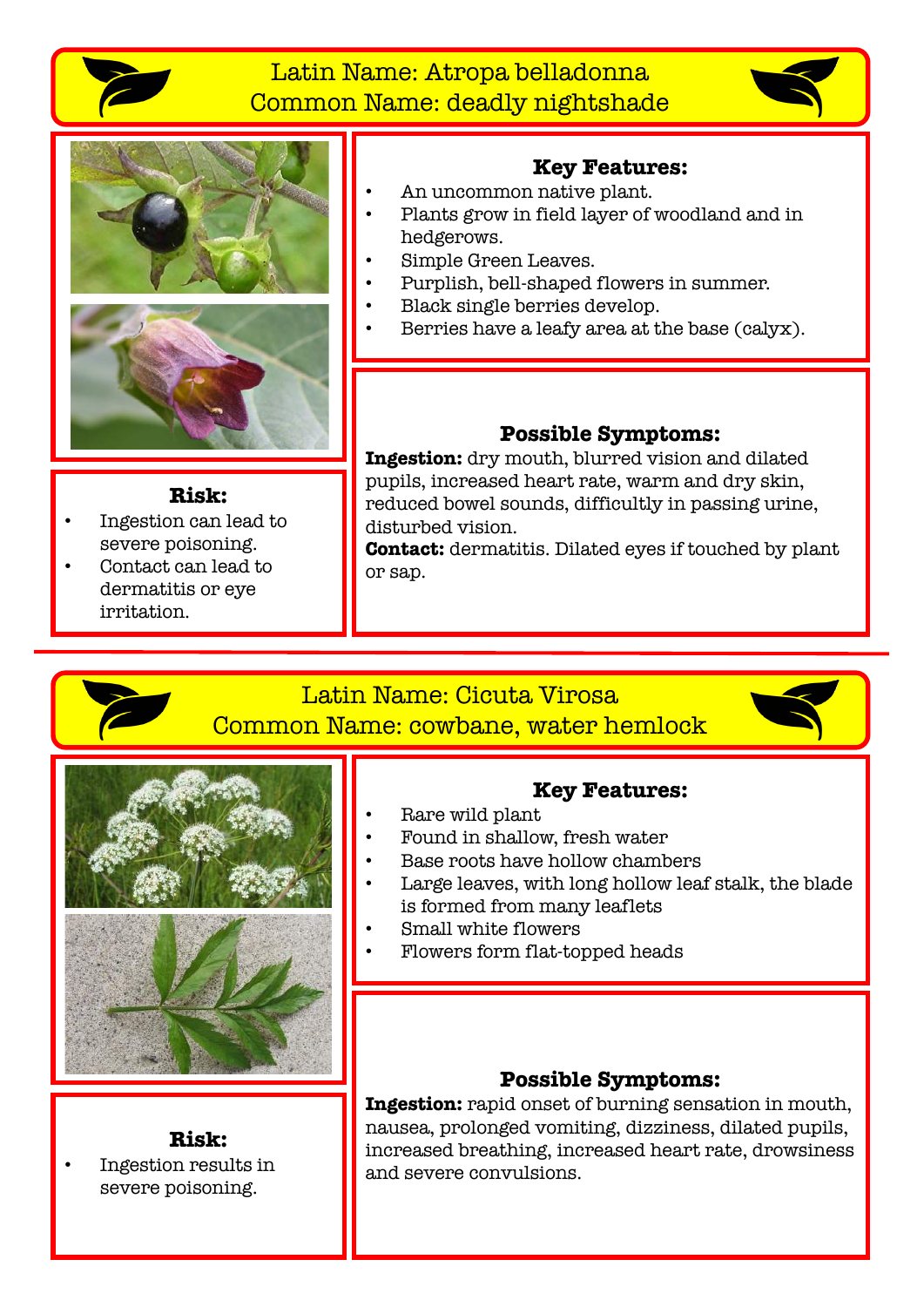## Latin Name: Atropa belladonna
## Common Name: deadly nightshade

**Key Features:**

- An uncommon native plant.
- Plants grow in field layer of woodland and in hedgerows.
- Simple Green Leaves.
- Purplish, bell-shaped flowers in summer.
- Black single berries develop.
- Berries have a leafy area at the base (calyx).

**Risk:**

- Ingestion can lead to severe poisoning.
- Contact can lead to dermatitis or eye irritation.

**Possible Symptoms:**

**Ingestion:** dry mouth, blurred vision and dilated pupils, increased heart rate, warm and dry skin, reduced bowel sounds, difficultly in passing urine, disturbed vision.

**Contact:** dermatitis. Dilated eyes if touched by plant or sap.

---

## Latin Name: Cicuta Virosa
## Common Name: cowbane, water hemlock

**Key Features:**

- Rare wild plant
- Found in shallow, fresh water
- Base roots have hollow chambers
- Large leaves, with long hollow leaf stalk, the blade is formed from many leaflets
- Small white flowers
- Flowers form flat-topped heads

**Risk:**

- Ingestion results in severe poisoning.

**Possible Symptoms:**

**Ingestion:** rapid onset of burning sensation in mouth, nausea, prolonged vomiting, dizziness, dilated pupils, increased breathing, increased heart rate, drowsiness and severe convulsions.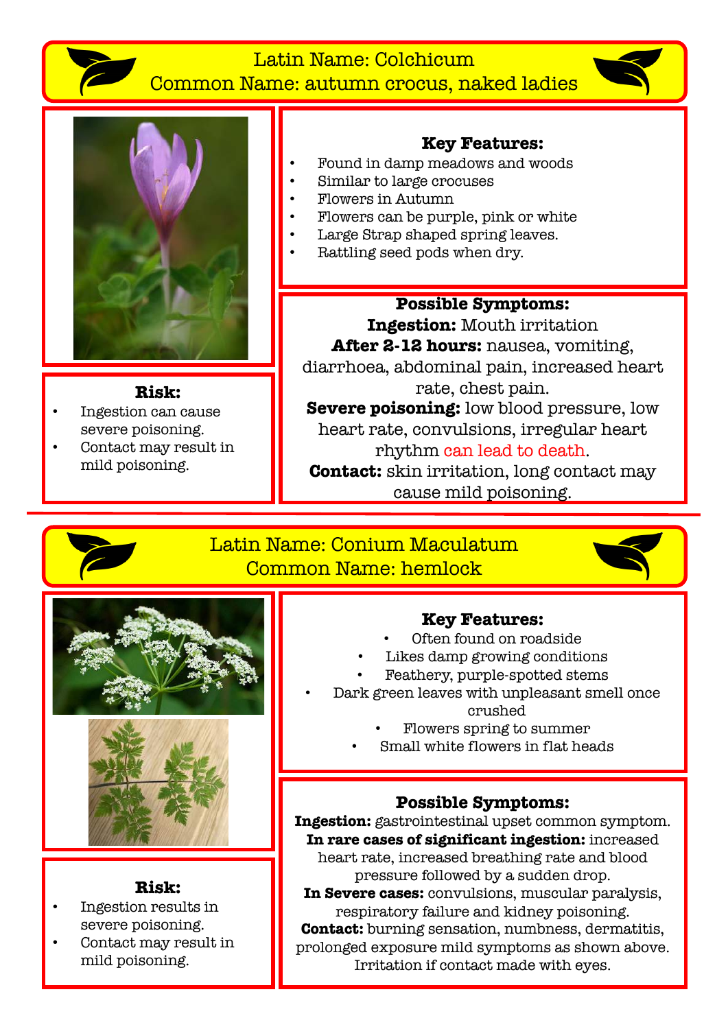## Latin Name: Colchicum
## Common Name: autumn crocus, naked ladies

**Key Features:**

- Found in damp meadows and woods
- Similar to large crocuses
- Flowers in Autumn
- Flowers can be purple, pink or white
- Large Strap shaped spring leaves.
- Rattling seed pods when dry.

**Risk:**

- Ingestion can cause severe poisoning.
- Contact may result in mild poisoning.

**Possible Symptoms:**

**Ingestion:** Mouth irritation

**After 2-12 hours:** nausea, vomiting, diarrhoea, abdominal pain, increased heart rate, chest pain.

**Severe poisoning:** low blood pressure, low heart rate, convulsions, irregular heart rhythm can lead to death.

**Contact:** skin irritation, long contact may cause mild poisoning.

---

## Latin Name: Conium Maculatum
## Common Name: hemlock

**Key Features:**

- Often found on roadside
- Likes damp growing conditions
- Feathery, purple-spotted stems
- Dark green leaves with unpleasant smell once crushed
- Flowers spring to summer
- Small white flowers in flat heads

**Risk:**

- Ingestion results in severe poisoning.
- Contact may result in mild poisoning.

**Possible Symptoms:**

**Ingestion:** gastrointestinal upset common symptom.

**In rare cases of significant ingestion:** increased heart rate, increased breathing rate and blood pressure followed by a sudden drop.

**In Severe cases:** convulsions, muscular paralysis, respiratory failure and kidney poisoning.

**Contact:** burning sensation, numbness, dermatitis, prolonged exposure mild symptoms as shown above. Irritation if contact made with eyes.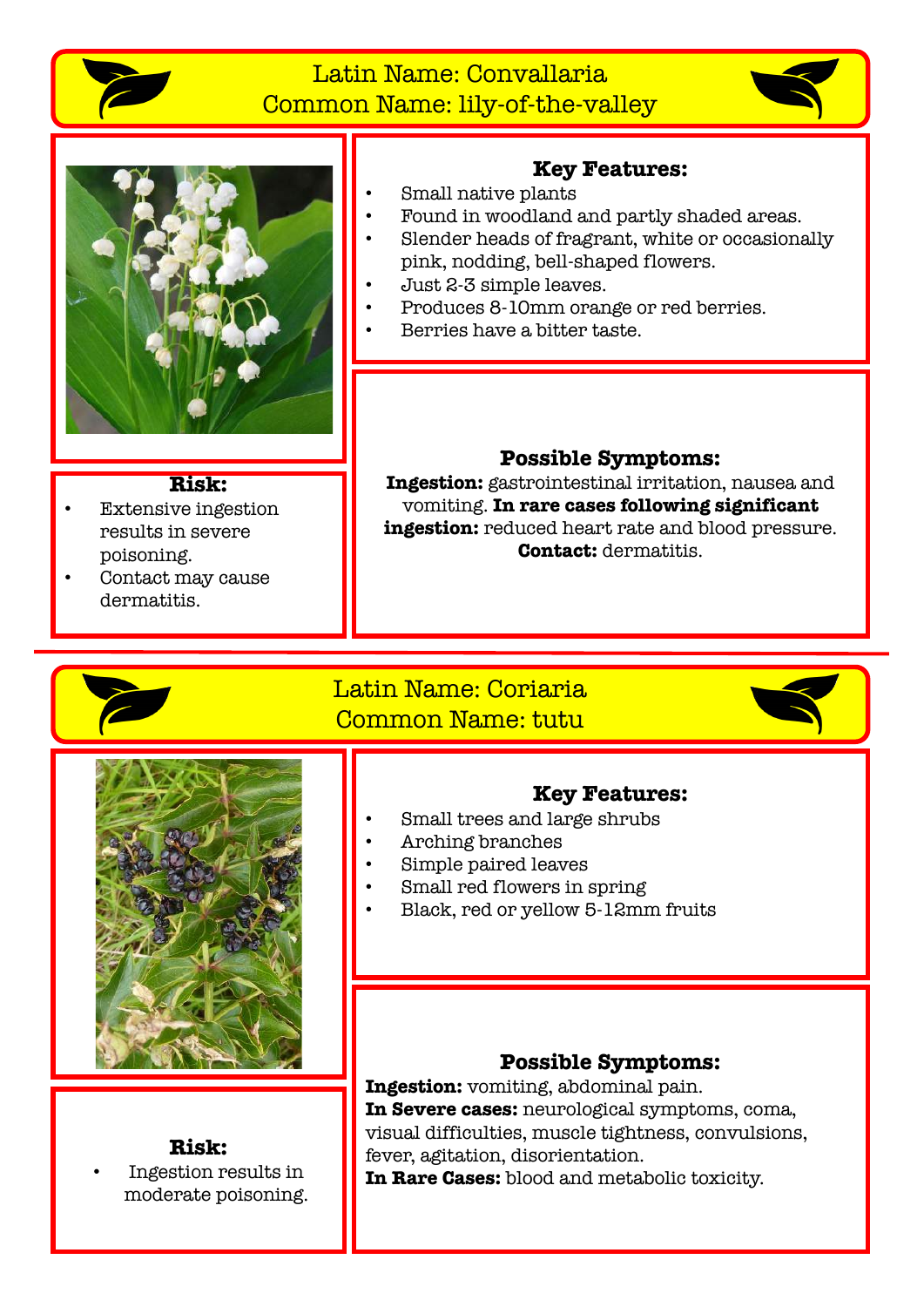## Latin Name: Convallaria
## Common Name: lily-of-the-valley

**Key Features:**

- Small native plants
- Found in woodland and partly shaded areas.
- Slender heads of fragrant, white or occasionally pink, nodding, bell-shaped flowers.
- Just 2-3 simple leaves.
- Produces 8-10mm orange or red berries.
- Berries have a bitter taste.

**Risk:**

- Extensive ingestion results in severe poisoning.
- Contact may cause dermatitis.

**Possible Symptoms:**

**Ingestion:** gastrointestinal irritation, nausea and vomiting. **In rare cases following significant ingestion:** reduced heart rate and blood pressure. **Contact:** dermatitis.

---

## Latin Name: Coriaria
## Common Name: tutu

**Key Features:**

- Small trees and large shrubs
- Arching branches
- Simple paired leaves
- Small red flowers in spring
- Black, red or yellow 5-12mm fruits

**Risk:**

- Ingestion results in moderate poisoning.

**Possible Symptoms:**

**Ingestion:** vomiting, abdominal pain.
**In Severe cases:** neurological symptoms, coma, visual difficulties, muscle tightness, convulsions, fever, agitation, disorientation.
**In Rare Cases:** blood and metabolic toxicity.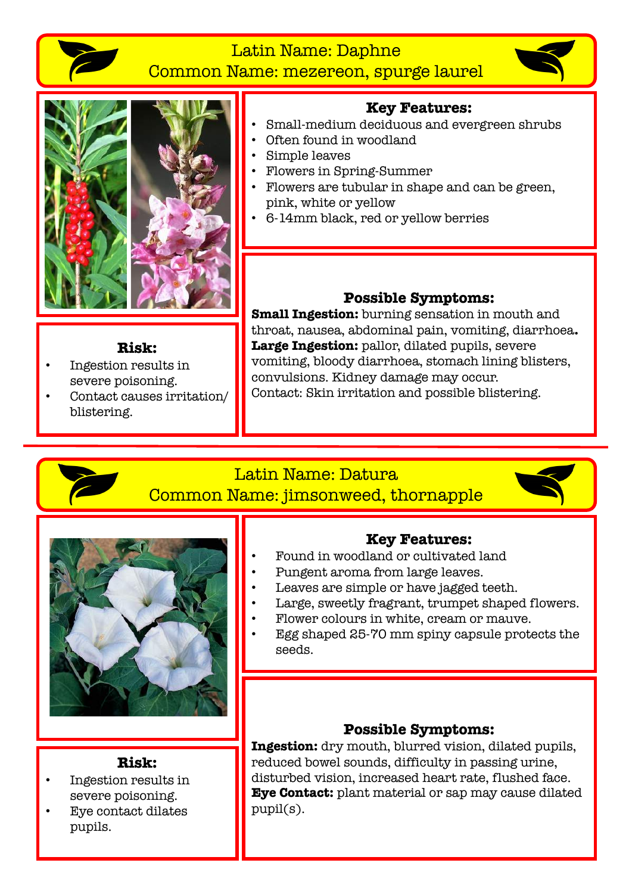## Latin Name: Daphne
## Common Name: mezereon, spurge laurel

### Key Features:

- Small-medium deciduous and evergreen shrubs
- Often found in woodland
- Simple leaves
- Flowers in Spring-Summer
- Flowers are tubular in shape and can be green, pink, white or yellow
- 6-14mm black, red or yellow berries

### Risk:

- Ingestion results in severe poisoning.
- Contact causes irritation/ blistering.

### Possible Symptoms:

**Small Ingestion:** burning sensation in mouth and throat, nausea, abdominal pain, vomiting, diarrhoea.
**Large Ingestion:** pallor, dilated pupils, severe vomiting, bloody diarrhoea, stomach lining blisters, convulsions. Kidney damage may occur.
Contact: Skin irritation and possible blistering.

---

## Latin Name: Datura
## Common Name: jimsonweed, thornapple

### Key Features:

- Found in woodland or cultivated land
- Pungent aroma from large leaves.
- Leaves are simple or have jagged teeth.
- Large, sweetly fragrant, trumpet shaped flowers.
- Flower colours in white, cream or mauve.
- Egg shaped 25-70 mm spiny capsule protects the seeds.

### Risk:

- Ingestion results in severe poisoning.
- Eye contact dilates pupils.

### Possible Symptoms:

**Ingestion:** dry mouth, blurred vision, dilated pupils, reduced bowel sounds, difficulty in passing urine, disturbed vision, increased heart rate, flushed face.
**Eye Contact:** plant material or sap may cause dilated pupil(s).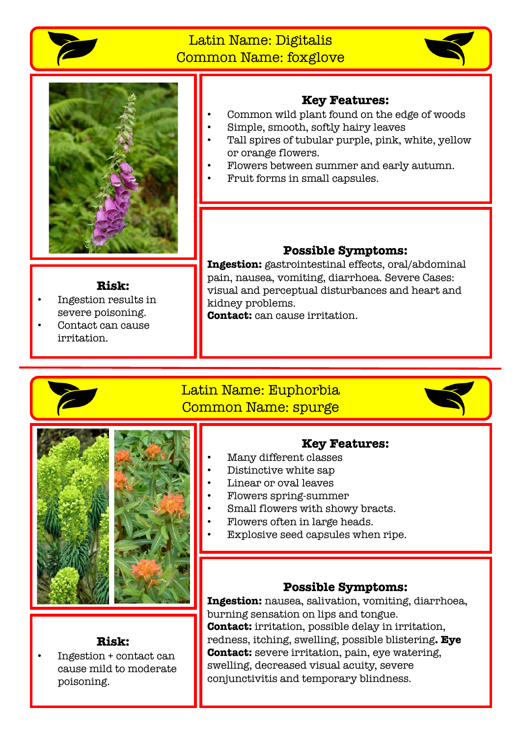## Latin Name: Digitalis
## Common Name: foxglove

**Key Features:**

- Common wild plant found on the edge of woods
- Simple, smooth, softly hairy leaves
- Tall spires of tubular purple, pink, white, yellow or orange flowers.
- Flowers between summer and early autumn.
- Fruit forms in small capsules.

**Risk:**

- Ingestion results in severe poisoning.
- Contact can cause irritation.

**Possible Symptoms:**

**Ingestion:** gastrointestinal effects, oral/abdominal pain, nausea, vomiting, diarrhoea. Severe Cases: visual and perceptual disturbances and heart and kidney problems.
**Contact:** can cause irritation.

---

## Latin Name: Euphorbia
## Common Name: spurge

**Key Features:**

- Many different classes
- Distinctive white sap
- Linear or oval leaves
- Flowers spring-summer
- Small flowers with showy bracts.
- Flowers often in large heads.
- Explosive seed capsules when ripe.

**Risk:**

- Ingestion + contact can cause mild to moderate poisoning.

**Possible Symptoms:**

**Ingestion:** nausea, salivation, vomiting, diarrhoea, burning sensation on lips and tongue.
**Contact:** irritation, possible delay in irritation, redness, itching, swelling, possible blistering**. Eye Contact:** severe irritation, pain, eye watering, swelling, decreased visual acuity, severe conjunctivitis and temporary blindness.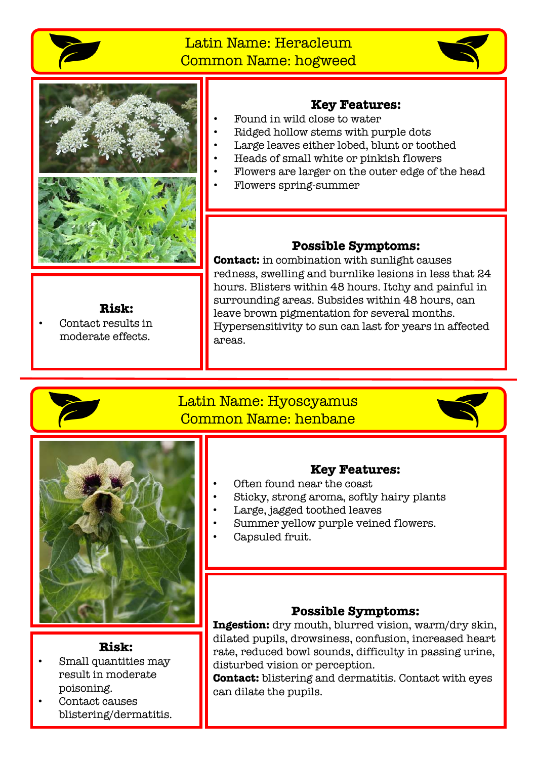## Latin Name: Heracleum
## Common Name: hogweed

### Key Features:

- Found in wild close to water
- Ridged hollow stems with purple dots
- Large leaves either lobed, blunt or toothed
- Heads of small white or pinkish flowers
- Flowers are larger on the outer edge of the head
- Flowers spring-summer

### Risk:

- Contact results in moderate effects.

### Possible Symptoms:

**Contact:** in combination with sunlight causes redness, swelling and burnlike lesions in less that 24 hours. Blisters within 48 hours. Itchy and painful in surrounding areas. Subsides within 48 hours, can leave brown pigmentation for several months. Hypersensitivity to sun can last for years in affected areas.

---

## Latin Name: Hyoscyamus
## Common Name: henbane

### Key Features:

- Often found near the coast
- Sticky, strong aroma, softly hairy plants
- Large, jagged toothed leaves
- Summer yellow purple veined flowers.
- Capsuled fruit.

### Risk:

- Small quantities may result in moderate poisoning.
- Contact causes blistering/dermatitis.

### Possible Symptoms:

**Ingestion:** dry mouth, blurred vision, warm/dry skin, dilated pupils, drowsiness, confusion, increased heart rate, reduced bowl sounds, difficulty in passing urine, disturbed vision or perception.
**Contact:** blistering and dermatitis. Contact with eyes can dilate the pupils.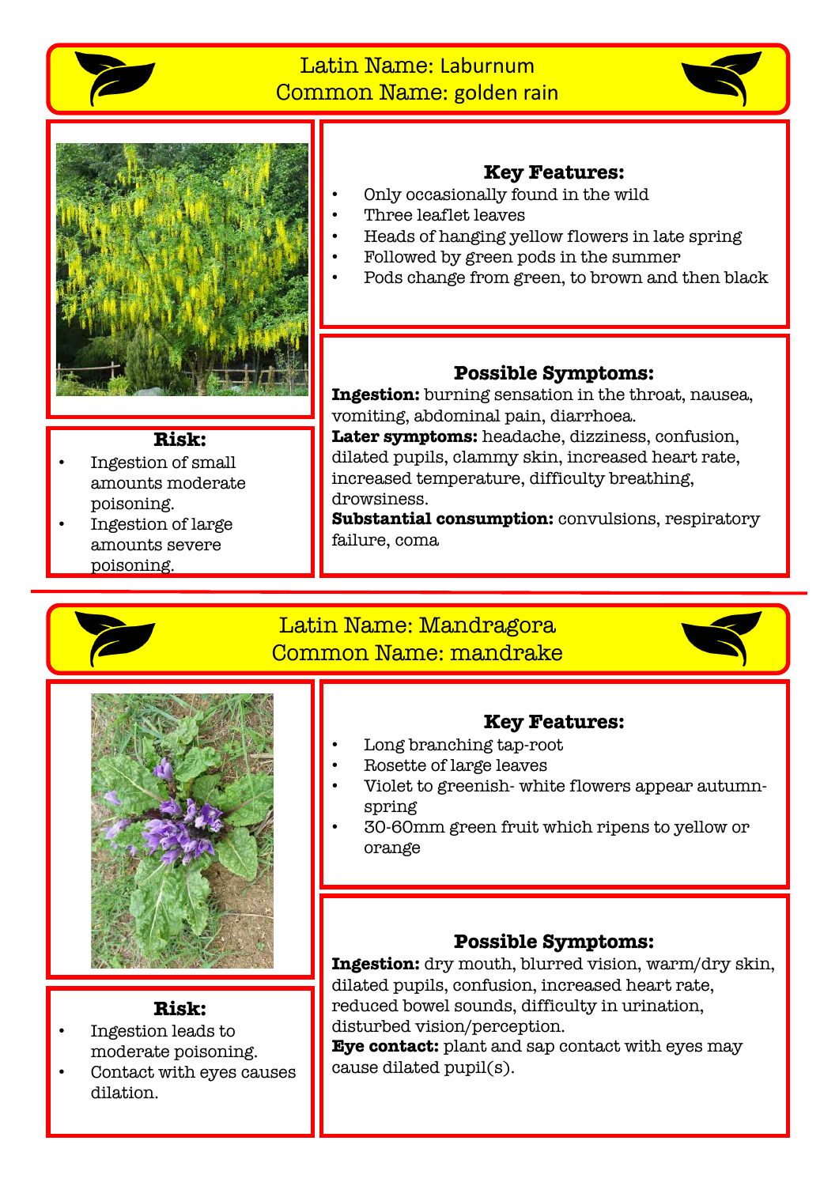## Latin Name: Laburnum
## Common Name: golden rain

### Key Features:

- Only occasionally found in the wild
- Three leaflet leaves
- Heads of hanging yellow flowers in late spring
- Followed by green pods in the summer
- Pods change from green, to brown and then black

### Risk:

- Ingestion of small amounts moderate poisoning.
- Ingestion of large amounts severe poisoning.

### Possible Symptoms:

**Ingestion:** burning sensation in the throat, nausea, vomiting, abdominal pain, diarrhoea.
**Later symptoms:** headache, dizziness, confusion, dilated pupils, clammy skin, increased heart rate, increased temperature, difficulty breathing, drowsiness.
**Substantial consumption:** convulsions, respiratory failure, coma

---

## Latin Name: Mandragora
## Common Name: mandrake

### Key Features:

- Long branching tap-root
- Rosette of large leaves
- Violet to greenish- white flowers appear autumn-spring
- 30-60mm green fruit which ripens to yellow or orange

### Risk:

- Ingestion leads to moderate poisoning.
- Contact with eyes causes dilation.

### Possible Symptoms:

**Ingestion:** dry mouth, blurred vision, warm/dry skin, dilated pupils, confusion, increased heart rate, reduced bowel sounds, difficulty in urination, disturbed vision/perception.
**Eye contact:** plant and sap contact with eyes may cause dilated pupil(s).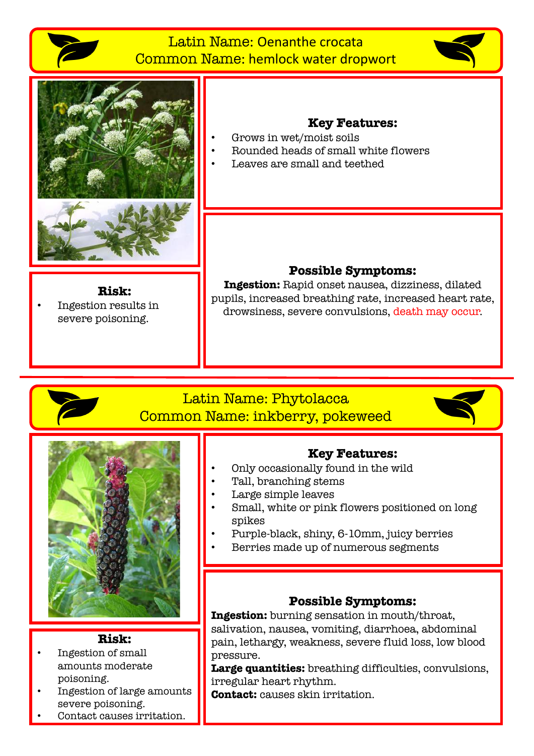## Latin Name: Oenanthe crocata
## Common Name: hemlock water dropwort

### Key Features:

- Grows in wet/moist soils
- Rounded heads of small white flowers
- Leaves are small and teethed

### Risk:

- Ingestion results in severe poisoning.

### Possible Symptoms:

**Ingestion:** Rapid onset nausea, dizziness, dilated pupils, increased breathing rate, increased heart rate, drowsiness, severe convulsions, death may occur.

---

## Latin Name: Phytolacca
## Common Name: inkberry, pokeweed

### Key Features:

- Only occasionally found in the wild
- Tall, branching stems
- Large simple leaves
- Small, white or pink flowers positioned on long spikes
- Purple-black, shiny, 6-10mm, juicy berries
- Berries made up of numerous segments

### Risk:

- Ingestion of small amounts moderate poisoning.
- Ingestion of large amounts severe poisoning.
- Contact causes irritation.

### Possible Symptoms:

**Ingestion:** burning sensation in mouth/throat, salivation, nausea, vomiting, diarrhoea, abdominal pain, lethargy, weakness, severe fluid loss, low blood pressure.

**Large quantities:** breathing difficulties, convulsions, irregular heart rhythm.

**Contact:** causes skin irritation.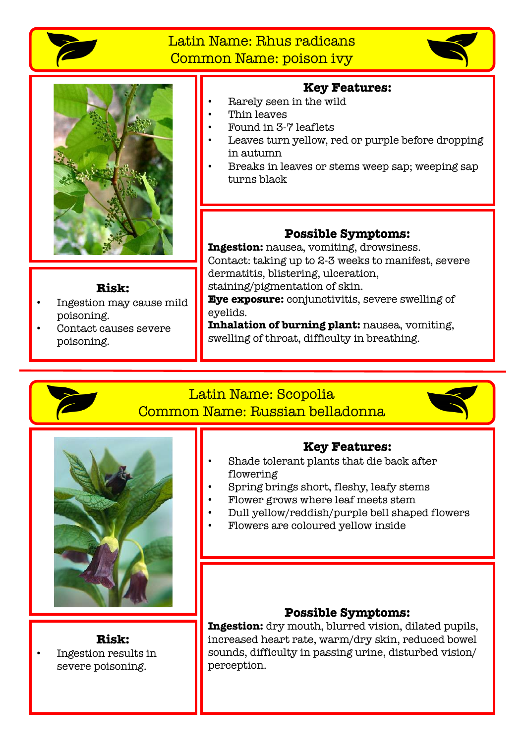## Latin Name: Rhus radicans
## Common Name: poison ivy

**Key Features:**

- Rarely seen in the wild
- Thin leaves
- Found in 3-7 leaflets
- Leaves turn yellow, red or purple before dropping in autumn
- Breaks in leaves or stems weep sap; weeping sap turns black

**Risk:**

- Ingestion may cause mild poisoning.
- Contact causes severe poisoning.

**Possible Symptoms:**

**Ingestion:** nausea, vomiting, drowsiness.
Contact: taking up to 2-3 weeks to manifest, severe dermatitis, blistering, ulceration, staining/pigmentation of skin.
**Eye exposure:** conjunctivitis, severe swelling of eyelids.
**Inhalation of burning plant:** nausea, vomiting, swelling of throat, difficulty in breathing.

## Latin Name: Scopolia
## Common Name: Russian belladonna

**Key Features:**

- Shade tolerant plants that die back after flowering
- Spring brings short, fleshy, leafy stems
- Flower grows where leaf meets stem
- Dull yellow/reddish/purple bell shaped flowers
- Flowers are coloured yellow inside

**Risk:**

- Ingestion results in severe poisoning.

**Possible Symptoms:**

**Ingestion:** dry mouth, blurred vision, dilated pupils, increased heart rate, warm/dry skin, reduced bowel sounds, difficulty in passing urine, disturbed vision/ perception.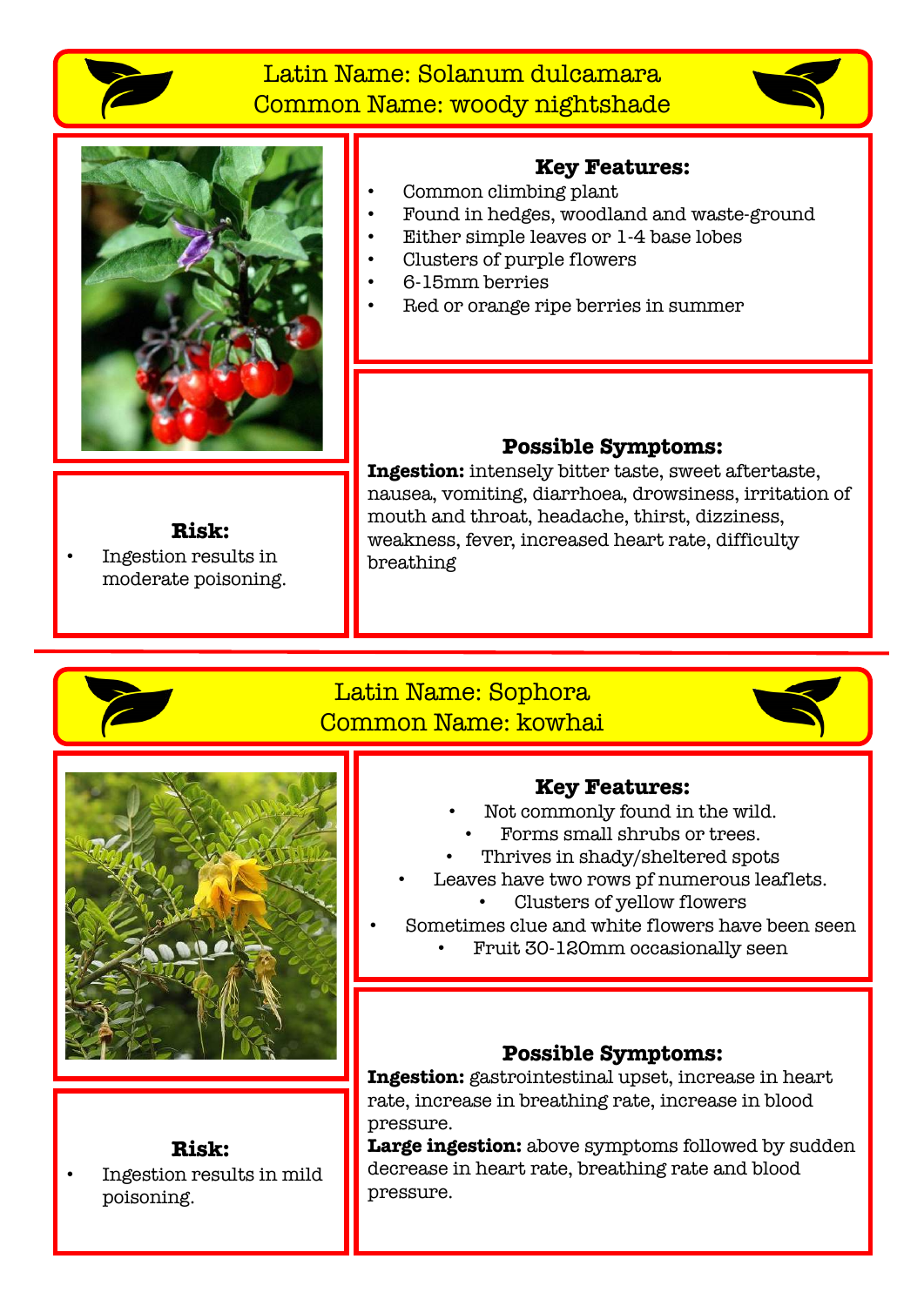## Latin Name: Solanum dulcamara
## Common Name: woody nightshade

**Key Features:**

- Common climbing plant
- Found in hedges, woodland and waste-ground
- Either simple leaves or 1-4 base lobes
- Clusters of purple flowers
- 6-15mm berries
- Red or orange ripe berries in summer

**Risk:**

- Ingestion results in moderate poisoning.

**Possible Symptoms:**

**Ingestion:** intensely bitter taste, sweet aftertaste, nausea, vomiting, diarrhoea, drowsiness, irritation of mouth and throat, headache, thirst, dizziness, weakness, fever, increased heart rate, difficulty breathing

---

## Latin Name: Sophora
## Common Name: kowhai

**Key Features:**

- Not commonly found in the wild.
- Forms small shrubs or trees.
- Thrives in shady/sheltered spots
- Leaves have two rows pf numerous leaflets.
- Clusters of yellow flowers
- Sometimes clue and white flowers have been seen
- Fruit 30-120mm occasionally seen

**Risk:**

- Ingestion results in mild poisoning.

**Possible Symptoms:**

**Ingestion:** gastrointestinal upset, increase in heart rate, increase in breathing rate, increase in blood pressure.

**Large ingestion:** above symptoms followed by sudden decrease in heart rate, breathing rate and blood pressure.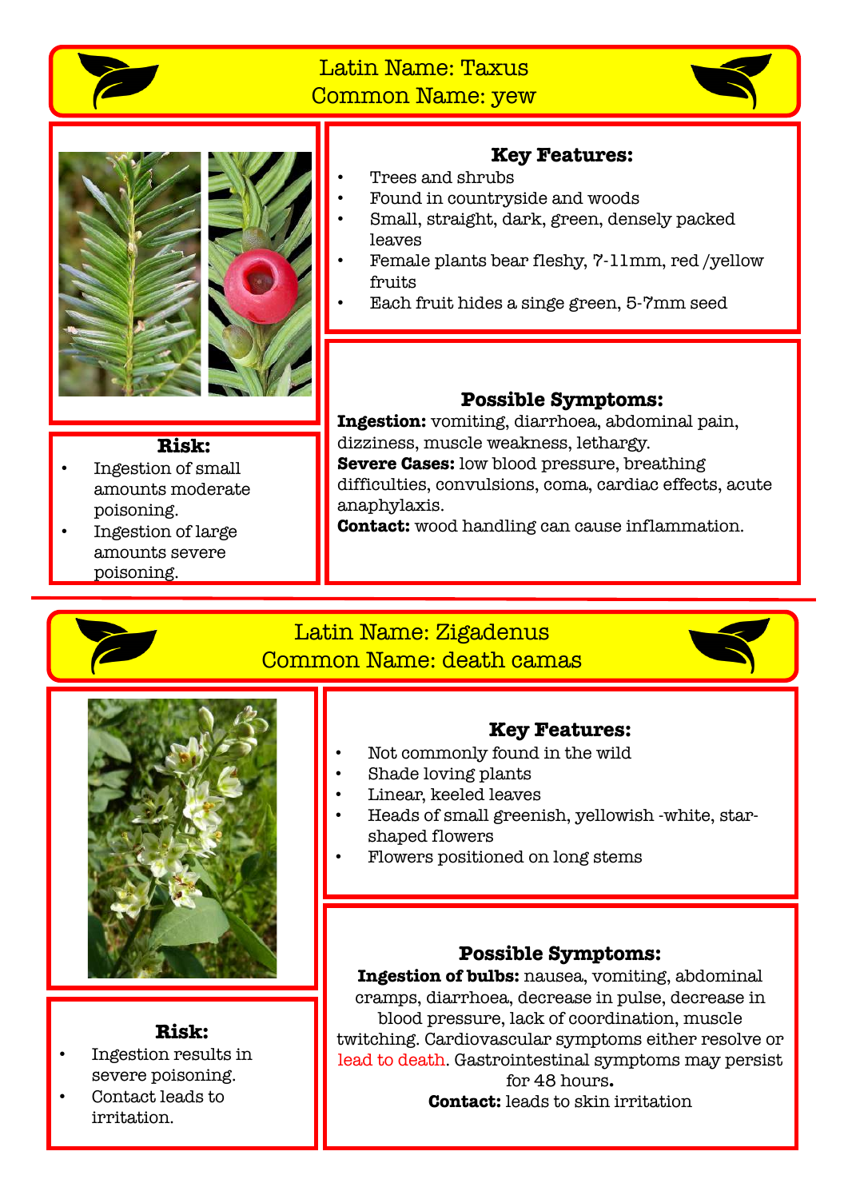## Latin Name: Taxus
## Common Name: yew

### Risk:

- Ingestion of small amounts moderate poisoning.
- Ingestion of large amounts severe poisoning.

### Key Features:

- Trees and shrubs
- Found in countryside and woods
- Small, straight, dark, green, densely packed leaves
- Female plants bear fleshy, 7-11mm, red /yellow fruits
- Each fruit hides a singe green, 5-7mm seed

### Possible Symptoms:

**Ingestion:** vomiting, diarrhoea, abdominal pain, dizziness, muscle weakness, lethargy.
**Severe Cases:** low blood pressure, breathing difficulties, convulsions, coma, cardiac effects, acute anaphylaxis.
**Contact:** wood handling can cause inflammation.

---

## Latin Name: Zigadenus
## Common Name: death camas

### Risk:

- Ingestion results in severe poisoning.
- Contact leads to irritation.

### Key Features:

- Not commonly found in the wild
- Shade loving plants
- Linear, keeled leaves
- Heads of small greenish, yellowish -white, star-shaped flowers
- Flowers positioned on long stems

### Possible Symptoms:

**Ingestion of bulbs:** nausea, vomiting, abdominal cramps, diarrhoea, decrease in pulse, decrease in blood pressure, lack of coordination, muscle twitching. Cardiovascular symptoms either resolve or lead to death. Gastrointestinal symptoms may persist for 48 hours.
**Contact:** leads to skin irritation